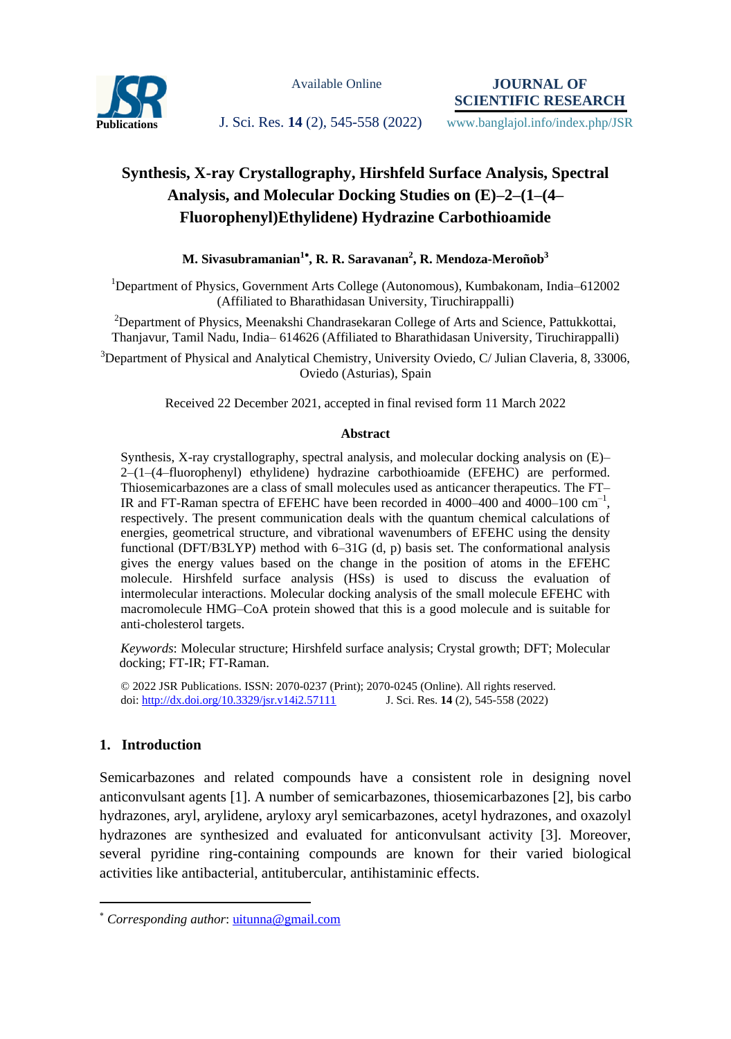# Synthesis, X-ray Crystallography, Hirshfeld Surface Analysis, Spectral Analysis, and Molecular Docking Studies on (E)–2–(1–(4–Fluorophenyl)Ethylidene) Hydrazine Carbothioamide

**M. Sivasubramanian[1*], R. R. Saravanan[2], R. Mendoza-Meroñob[3]**

[1]Department of Physics, Government Arts College (Autonomous), Kumbakonam, India–612002 (Affiliated to Bharathidasan University, Tiruchirappalli)

[2]Department of Physics, Meenakshi Chandrasekaran College of Arts and Science, Pattukkottai, Thanjavur, Tamil Nadu, India– 614626 (Affiliated to Bharathidasan University, Tiruchirappalli)

[3]Department of Physical and Analytical Chemistry, University Oviedo, C/ Julian Claveria, 8, 33006, Oviedo (Asturias), Spain

Received 22 December 2021, accepted in final revised form 11 March 2022

## Abstract

Synthesis, X-ray crystallography, spectral analysis, and molecular docking analysis on (E)–2–(1–(4–fluorophenyl) ethylidene) hydrazine carbothioamide (EFEHC) are performed. Thiosemicarbazones are a class of small molecules used as anticancer therapeutics. The FT–IR and FT-Raman spectra of EFEHC have been recorded in 4000–400 and 4000–100 $cm^{-1}$, respectively. The present communication deals with the quantum chemical calculations of energies, geometrical structure, and vibrational wavenumbers of EFEHC using the density functional (DFT/B3LYP) method with 6–31G (d, p) basis set. The conformational analysis gives the energy values based on the change in the position of atoms in the EFEHC molecule. Hirshfeld surface analysis (HSs) is used to discuss the evaluation of intermolecular interactions. Molecular docking analysis of the small molecule EFEHC with macromolecule HMG–CoA protein showed that this is a good molecule and is suitable for anti-cholesterol targets.

*Keywords*: Molecular structure; Hirshfeld surface analysis; Crystal growth; DFT; Molecular docking; FT-IR; FT-Raman.

© 2022 JSR Publications. ISSN: 2070-0237 (Print); 2070-0245 (Online). All rights reserved.
doi: http://dx.doi.org/10.3329/jsr.v14i2.57111

## 1. Introduction

Semicarbazones and related compounds have a consistent role in designing novel anticonvulsant agents [1]. A number of semicarbazones, thiosemicarbazones [2], bis carbo hydrazones, aryl, arylidene, aryloxy aryl semicarbazones, acetyl hydrazones, and oxazolyl hydrazones are synthesized and evaluated for anticonvulsant activity [3]. Moreover, several pyridine ring-containing compounds are known for their varied biological activities like antibacterial, antitubercular, antihistaminic effects.

[*] *Corresponding author*: uitunna@gmail.com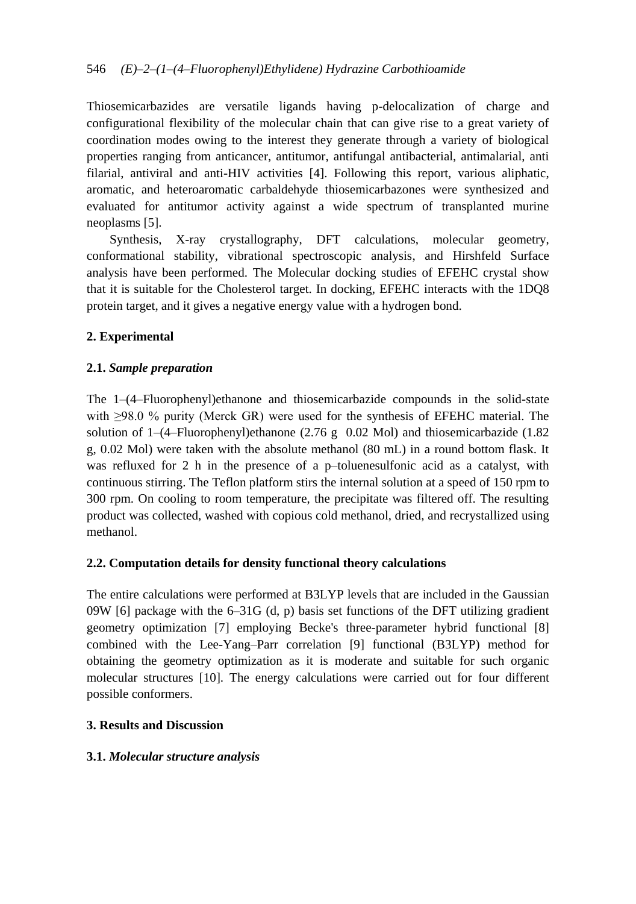Thiosemicarbazides are versatile ligands having p-delocalization of charge and configurational flexibility of the molecular chain that can give rise to a great variety of coordination modes owing to the interest they generate through a variety of biological properties ranging from anticancer, antitumor, antifungal antibacterial, antimalarial, anti filarial, antiviral and anti-HIV activities [4]. Following this report, various aliphatic, aromatic, and heteroaromatic carbaldehyde thiosemicarbazones were synthesized and evaluated for antitumor activity against a wide spectrum of transplanted murine neoplasms [5].

Synthesis, X-ray crystallography, DFT calculations, molecular geometry, conformational stability, vibrational spectroscopic analysis, and Hirshfeld Surface analysis have been performed. The Molecular docking studies of EFEHC crystal show that it is suitable for the Cholesterol target. In docking, EFEHC interacts with the 1DQ8 protein target, and it gives a negative energy value with a hydrogen bond.

## 2. Experimental

### 2.1. *Sample preparation*

The 1–(4–Fluorophenyl)ethanone and thiosemicarbazide compounds in the solid-state with ≥98.0 % purity (Merck GR) were used for the synthesis of EFEHC material. The solution of 1–(4–Fluorophenyl)ethanone (2.76 g  0.02 Mol) and thiosemicarbazide (1.82 g, 0.02 Mol) were taken with the absolute methanol (80 mL) in a round bottom flask. It was refluxed for 2 h in the presence of a p–toluenesulfonic acid as a catalyst, with continuous stirring. The Teflon platform stirs the internal solution at a speed of 150 rpm to 300 rpm. On cooling to room temperature, the precipitate was filtered off. The resulting product was collected, washed with copious cold methanol, dried, and recrystallized using methanol.

### 2.2. Computation details for density functional theory calculations

The entire calculations were performed at B3LYP levels that are included in the Gaussian 09W [6] package with the 6–31G (d, p) basis set functions of the DFT utilizing gradient geometry optimization [7] employing Becke's three-parameter hybrid functional [8] combined with the Lee-Yang–Parr correlation [9] functional (B3LYP) method for obtaining the geometry optimization as it is moderate and suitable for such organic molecular structures [10]. The energy calculations were carried out for four different possible conformers.

## 3. Results and Discussion

### 3.1. *Molecular structure analysis*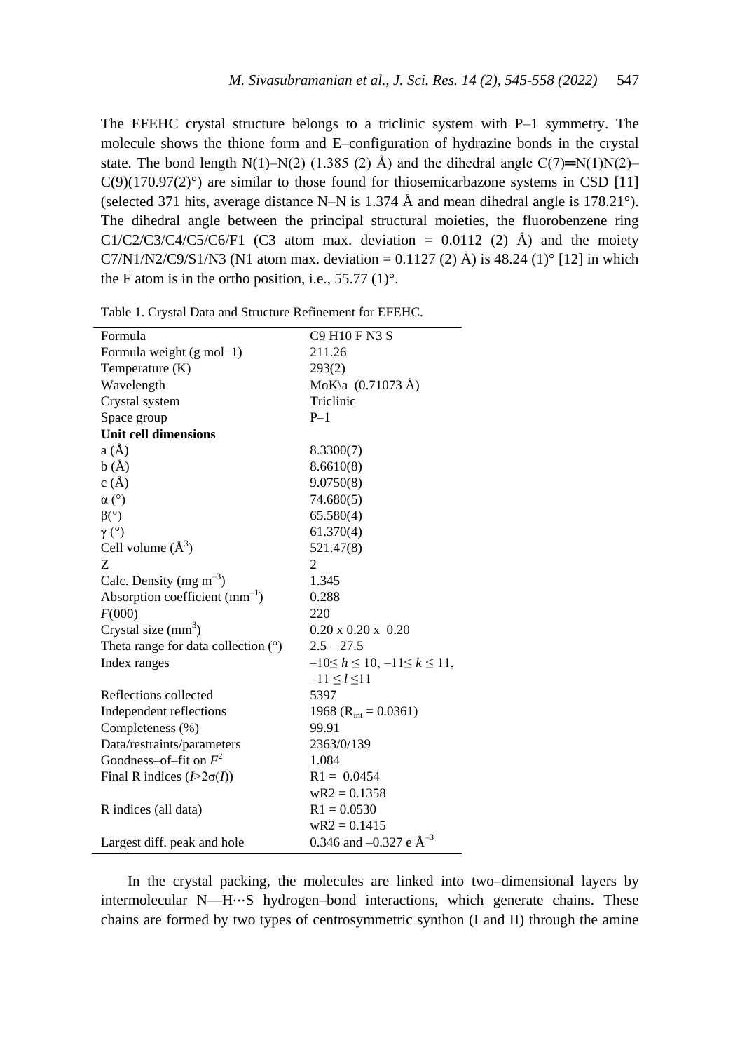The EFEHC crystal structure belongs to a triclinic system with P–1 symmetry. The molecule shows the thione form and E–configuration of hydrazine bonds in the crystal state. The bond length N(1)–N(2) (1.385 (2) Å) and the dihedral angle C(7)═N(1)N(2)–C(9)(170.97(2)°) are similar to those found for thiosemicarbazone systems in CSD [11] (selected 371 hits, average distance N–N is 1.374 Å and mean dihedral angle is 178.21°). The dihedral angle between the principal structural moieties, the fluorobenzene ring C1/C2/C3/C4/C5/C6/F1 (C3 atom max. deviation = 0.0112 (2) Å) and the moiety C7/N1/N2/C9/S1/N3 (N1 atom max. deviation = 0.1127 (2) Å) is 48.24 (1)° [12] in which the F atom is in the ortho position, i.e., 55.77 (1)°.

Table 1. Crystal Data and Structure Refinement for EFEHC.

| | |
|---|---|
| Formula | C9 H10 F N3 S |
| Formula weight (g mol–1) | 211.26 |
| Temperature (K) | 293(2) |
| Wavelength | MoK\a (0.71073 Å) |
| Crystal system | Triclinic |
| Space group | P–1 |
| **Unit cell dimensions** | |
| a (Å) | 8.3300(7) |
| b (Å) | 8.6610(8) |
| c (Å) | 9.0750(8) |
| α (°) | 74.680(5) |
| β(°) | 65.580(4) |
| γ (°) | 61.370(4) |
| Cell volume ($Å^3$) | 521.47(8) |
| Z | 2 |
| Calc. Density (mg $m^{-3}$) | 1.345 |
| Absorption coefficient ($mm^{-1}$) | 0.288 |
| *F*(000) | 220 |
| Crystal size ($mm^3$) | 0.20 x 0.20 x 0.20 |
| Theta range for data collection (°) | 2.5 – 27.5 |
| Index ranges | $-10 \leq h \leq 10$, $-11 \leq k \leq 11$, $-11 \leq l \leq 11$ |
| Reflections collected | 5397 |
| Independent reflections | 1968 ($R_{int}$ = 0.0361) |
| Completeness (%) | 99.91 |
| Data/restraints/parameters | 2363/0/139 |
| Goodness–of–fit on $F^2$ | 1.084 |
| Final R indices ($I>2\sigma(I)$) | R1 = 0.0454, wR2 = 0.1358 |
| R indices (all data) | R1 = 0.0530, wR2 = 0.1415 |
| Largest diff. peak and hole | 0.346 and –0.327 e $Å^{-3}$ |

In the crystal packing, the molecules are linked into two–dimensional layers by intermolecular N—H···S hydrogen–bond interactions, which generate chains. These chains are formed by two types of centrosymmetric synthon (I and II) through the amine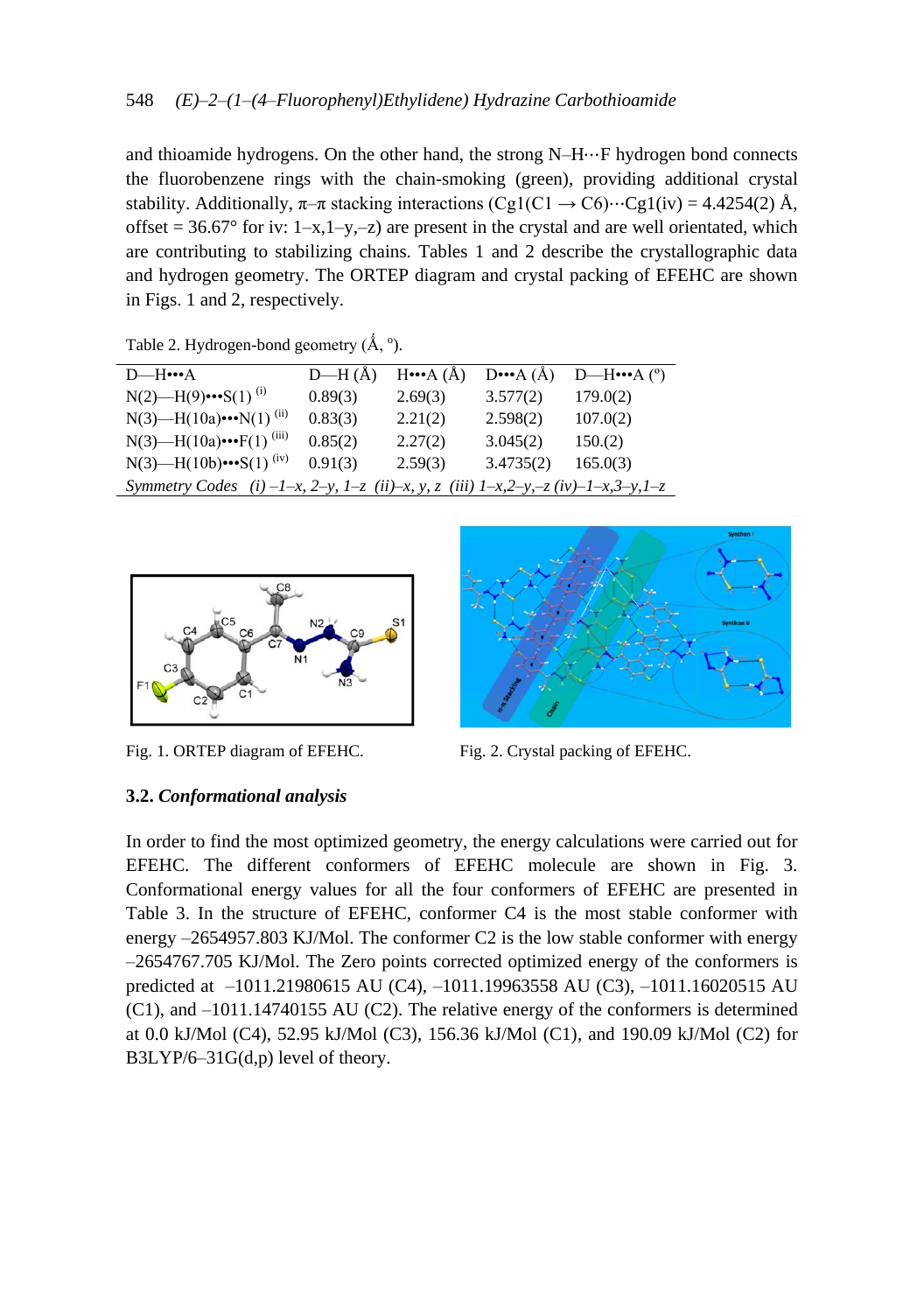and thioamide hydrogens. On the other hand, the strong N–H···F hydrogen bond connects the fluorobenzene rings with the chain-smoking (green), providing additional crystal stability. Additionally, π–π stacking interactions (Cg1(C1 → C6)···Cg1(iv) = 4.4254(2) Å, offset = 36.67° for iv: 1–x,1–y,–z) are present in the crystal and are well orientated, which are contributing to stabilizing chains. Tables 1 and 2 describe the crystallographic data and hydrogen geometry. The ORTEP diagram and crystal packing of EFEHC are shown in Figs. 1 and 2, respectively.

Table 2. Hydrogen-bond geometry (Ǻ, °).

| D—H•••A | D—H (Å) | H•••A (Å) | D•••A (Å) | D—H•••A (°) |
|---|---|---|---|---|
| N(2)—H(9)•••S(1) (i) | 0.89(3) | 2.69(3) | 3.577(2) | 179.0(2) |
| N(3)—H(10a)•••N(1) (ii) | 0.83(3) | 2.21(2) | 2.598(2) | 107.0(2) |
| N(3)—H(10a)•••F(1) (iii) | 0.85(2) | 2.27(2) | 3.045(2) | 150.(2) |
| N(3)—H(10b)•••S(1) (iv) | 0.91(3) | 2.59(3) | 3.4735(2) | 165.0(3) |

*Symmetry Codes (i) –1–x, 2–y, 1–z (ii)–x, y, z (iii) 1–x,2–y,–z (iv)–1–x,3–y,1–z*

Fig. 1. ORTEP diagram of EFEHC.

Fig. 2. Crystal packing of EFEHC.

### 3.2. *Conformational analysis*

In order to find the most optimized geometry, the energy calculations were carried out for EFEHC. The different conformers of EFEHC molecule are shown in Fig. 3. Conformational energy values for all the four conformers of EFEHC are presented in Table 3. In the structure of EFEHC, conformer C4 is the most stable conformer with energy –2654957.803 KJ/Mol. The conformer C2 is the low stable conformer with energy –2654767.705 KJ/Mol. The Zero points corrected optimized energy of the conformers is predicted at –1011.21980615 AU (C4), –1011.19963558 AU (C3), –1011.16020515 AU (C1), and –1011.14740155 AU (C2). The relative energy of the conformers is determined at 0.0 kJ/Mol (C4), 52.95 kJ/Mol (C3), 156.36 kJ/Mol (C1), and 190.09 kJ/Mol (C2) for B3LYP/6–31G(d,p) level of theory.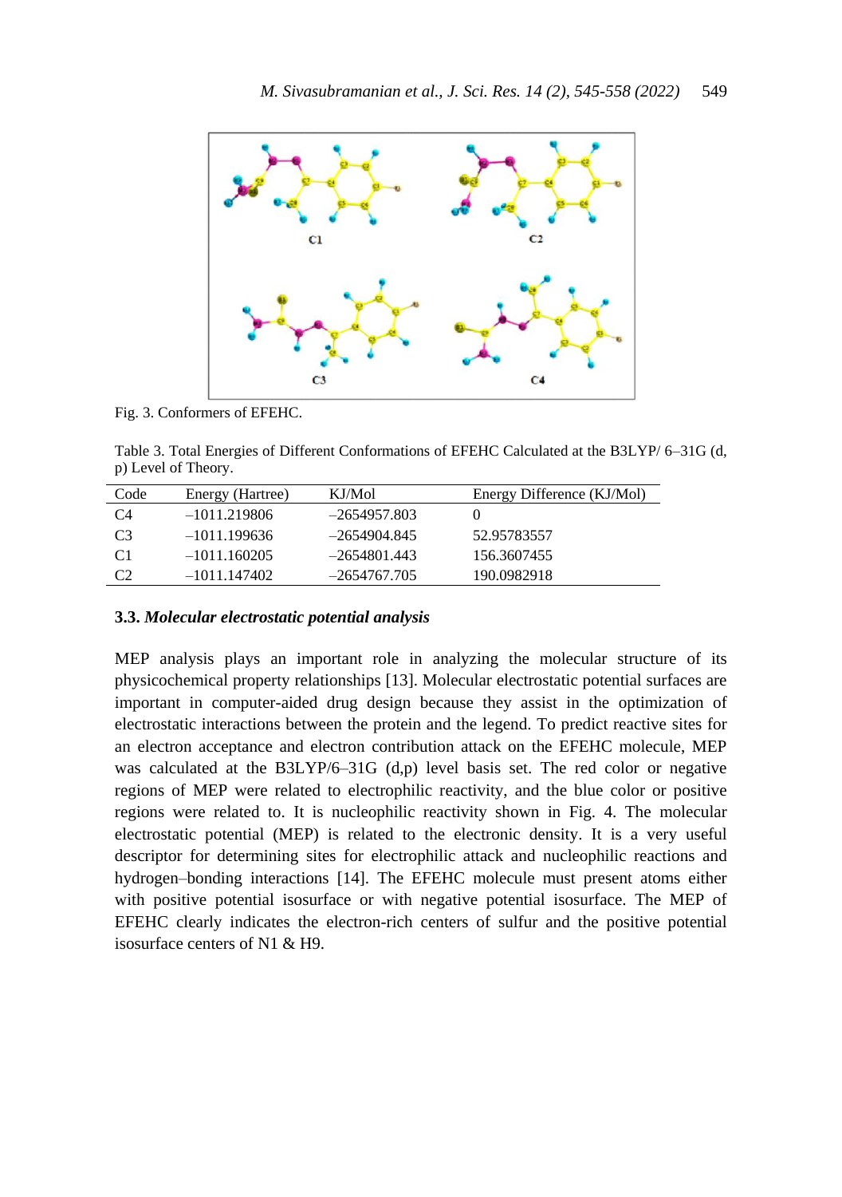Fig. 3. Conformers of EFEHC.

Table 3. Total Energies of Different Conformations of EFEHC Calculated at the B3LYP/ 6–31G (d, p) Level of Theory.

| Code | Energy (Hartree) | KJ/Mol | Energy Difference (KJ/Mol) |
|---|---|---|---|
| C4 | –1011.219806 | –2654957.803 | 0 |
| C3 | –1011.199636 | –2654904.845 | 52.95783557 |
| C1 | –1011.160205 | –2654801.443 | 156.3607455 |
| C2 | –1011.147402 | –2654767.705 | 190.0982918 |

### 3.3. *Molecular electrostatic potential analysis*

MEP analysis plays an important role in analyzing the molecular structure of its physicochemical property relationships [13]. Molecular electrostatic potential surfaces are important in computer-aided drug design because they assist in the optimization of electrostatic interactions between the protein and the legend. To predict reactive sites for an electron acceptance and electron contribution attack on the EFEHC molecule, MEP was calculated at the B3LYP/6–31G (d,p) level basis set. The red color or negative regions of MEP were related to electrophilic reactivity, and the blue color or positive regions were related to. It is nucleophilic reactivity shown in Fig. 4. The molecular electrostatic potential (MEP) is related to the electronic density. It is a very useful descriptor for determining sites for electrophilic attack and nucleophilic reactions and hydrogen–bonding interactions [14]. The EFEHC molecule must present atoms either with positive potential isosurface or with negative potential isosurface. The MEP of EFEHC clearly indicates the electron-rich centers of sulfur and the positive potential isosurface centers of N1 & H9.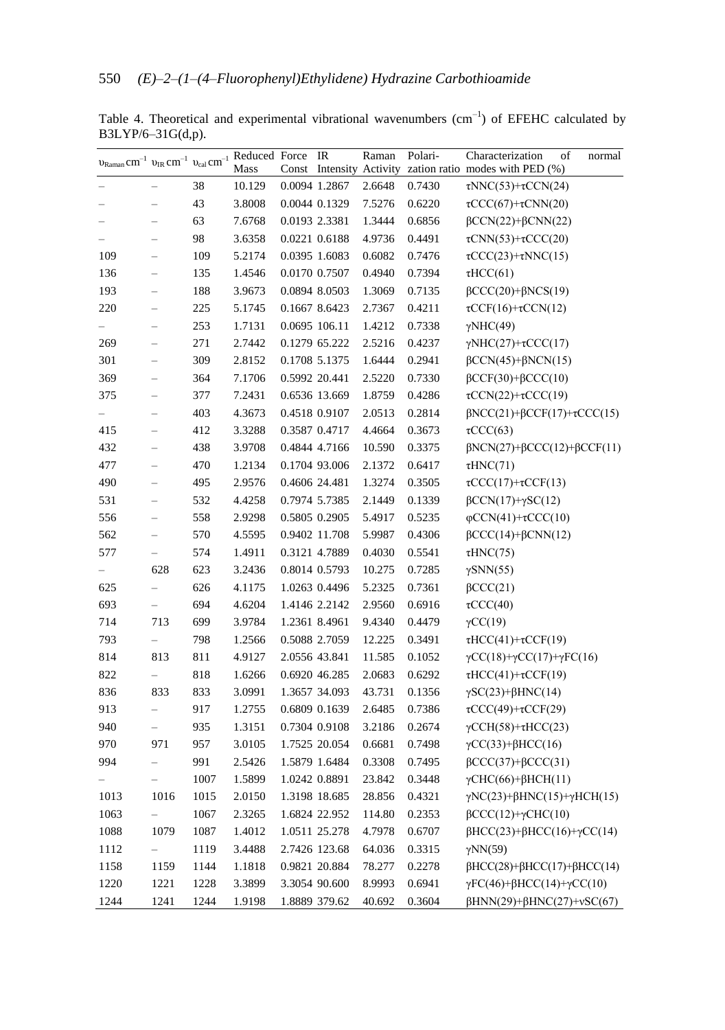Table 4. Theoretical and experimental vibrational wavenumbers ($cm^{-1}$) of EFEHC calculated by B3LYP/6–31G(d,p).

| $\upsilon_{Raman}$ $cm^{-1}$ | $\upsilon_{IR}$ $cm^{-1}$ | $\upsilon_{cal}$ $cm^{-1}$ | Reduced Mass | Force Const | IR Intensity | Raman Activity | Polarization ratio | Characterization of normal modes with PED (%) |
|---|---|---|---|---|---|---|---|---|
| – | – | 38 | 10.129 | 0.0094 | 1.2867 | 2.6648 | 0.7430 | τNNC(53)+τCCN(24) |
| – | – | 43 | 3.8008 | 0.0044 | 0.1329 | 7.5276 | 0.6220 | τCCC(67)+τCNN(20) |
| – | – | 63 | 7.6768 | 0.0193 | 2.3381 | 1.3444 | 0.6856 | βCCN(22)+βCNN(22) |
| – | – | 98 | 3.6358 | 0.0221 | 0.6188 | 4.9736 | 0.4491 | τCNN(53)+τCCC(20) |
| 109 | – | 109 | 5.2174 | 0.0395 | 1.6083 | 0.6082 | 0.7476 | τCCC(23)+τNNC(15) |
| 136 | – | 135 | 1.4546 | 0.0170 | 0.7507 | 0.4940 | 0.7394 | τHCC(61) |
| 193 | – | 188 | 3.9673 | 0.0894 | 8.0503 | 1.3069 | 0.7135 | βCCC(20)+βNCS(19) |
| 220 | – | 225 | 5.1745 | 0.1667 | 8.6423 | 2.7367 | 0.4211 | τCCF(16)+τCCN(12) |
| – | – | 253 | 1.7131 | 0.0695 | 106.11 | 1.4212 | 0.7338 | γNHC(49) |
| 269 | – | 271 | 2.7442 | 0.1279 | 65.222 | 2.5216 | 0.4237 | γNHC(27)+τCCC(17) |
| 301 | – | 309 | 2.8152 | 0.1708 | 5.1375 | 1.6444 | 0.2941 | βCCN(45)+βNCN(15) |
| 369 | – | 364 | 7.1706 | 0.5992 | 20.441 | 2.5220 | 0.7330 | βCCF(30)+βCCC(10) |
| 375 | – | 377 | 7.2431 | 0.6536 | 13.669 | 1.8759 | 0.4286 | τCCN(22)+τCCC(19) |
| – | – | 403 | 4.3673 | 0.4518 | 0.9107 | 2.0513 | 0.2814 | βNCC(21)+βCCF(17)+τCCC(15) |
| 415 | – | 412 | 3.3288 | 0.3587 | 0.4717 | 4.4664 | 0.3673 | τCCC(63) |
| 432 | – | 438 | 3.9708 | 0.4844 | 4.7166 | 10.590 | 0.3375 | βNCN(27)+βCCC(12)+βCCF(11) |
| 477 | – | 470 | 1.2134 | 0.1704 | 93.006 | 2.1372 | 0.6417 | τHNC(71) |
| 490 | – | 495 | 2.9576 | 0.4606 | 24.481 | 1.3274 | 0.3505 | τCCC(17)+τCCF(13) |
| 531 | – | 532 | 4.4258 | 0.7974 | 5.7385 | 2.1449 | 0.1339 | βCCN(17)+γSC(12) |
| 556 | – | 558 | 2.9298 | 0.5805 | 0.2905 | 5.4917 | 0.5235 | φCCN(41)+τCCC(10) |
| 562 | – | 570 | 4.5595 | 0.9402 | 11.708 | 5.9987 | 0.4306 | βCCC(14)+βCNN(12) |
| 577 | – | 574 | 1.4911 | 0.3121 | 4.7889 | 0.4030 | 0.5541 | τHNC(75) |
| – | 628 | 623 | 3.2436 | 0.8014 | 0.5793 | 10.275 | 0.7285 | γSNN(55) |
| 625 | – | 626 | 4.1175 | 1.0263 | 0.4496 | 5.2325 | 0.7361 | βCCC(21) |
| 693 | – | 694 | 4.6204 | 1.4146 | 2.2142 | 2.9560 | 0.6916 | τCCC(40) |
| 714 | 713 | 699 | 3.9784 | 1.2361 | 8.4961 | 9.4340 | 0.4479 | γCC(19) |
| 793 | – | 798 | 1.2566 | 0.5088 | 2.7059 | 12.225 | 0.3491 | τHCC(41)+τCCF(19) |
| 814 | 813 | 811 | 4.9127 | 2.0556 | 43.841 | 11.585 | 0.1052 | γCC(18)+γCC(17)+γFC(16) |
| 822 | – | 818 | 1.6266 | 0.6920 | 46.285 | 2.0683 | 0.6292 | τHCC(41)+τCCF(19) |
| 836 | 833 | 833 | 3.0991 | 1.3657 | 34.093 | 43.731 | 0.1356 | γSC(23)+βHNC(14) |
| 913 | – | 917 | 1.2755 | 0.6809 | 0.1639 | 2.6485 | 0.7386 | τCCC(49)+τCCF(29) |
| 940 | – | 935 | 1.3151 | 0.7304 | 0.9108 | 3.2186 | 0.2674 | γCCH(58)+τHCC(23) |
| 970 | 971 | 957 | 3.0105 | 1.7525 | 20.054 | 0.6681 | 0.7498 | γCC(33)+βHCC(16) |
| 994 | – | 991 | 2.5426 | 1.5879 | 1.6484 | 0.3308 | 0.7495 | βCCC(37)+βCCC(31) |
| – | – | 1007 | 1.5899 | 1.0242 | 0.8891 | 23.842 | 0.3448 | γCHC(66)+βHCH(11) |
| 1013 | 1016 | 1015 | 2.0150 | 1.3198 | 18.685 | 28.856 | 0.4321 | γNC(23)+βHNC(15)+γHCH(15) |
| 1063 | – | 1067 | 2.3265 | 1.6824 | 22.952 | 114.80 | 0.2353 | βCCC(12)+γCHC(10) |
| 1088 | 1079 | 1087 | 1.4012 | 1.0511 | 25.278 | 4.7978 | 0.6707 | βHCC(23)+βHCC(16)+γCC(14) |
| 1112 | – | 1119 | 3.4488 | 2.7426 | 123.68 | 64.036 | 0.3315 | γNN(59) |
| 1158 | 1159 | 1144 | 1.1818 | 0.9821 | 20.884 | 78.277 | 0.2278 | βHCC(28)+βHCC(17)+βHCC(14) |
| 1220 | 1221 | 1228 | 3.3899 | 3.3054 | 90.600 | 8.9993 | 0.6941 | γFC(46)+βHCC(14)+γCC(10) |
| 1244 | 1241 | 1244 | 1.9198 | 1.8889 | 379.62 | 40.692 | 0.3604 | βHNN(29)+βHNC(27)+νSC(67) |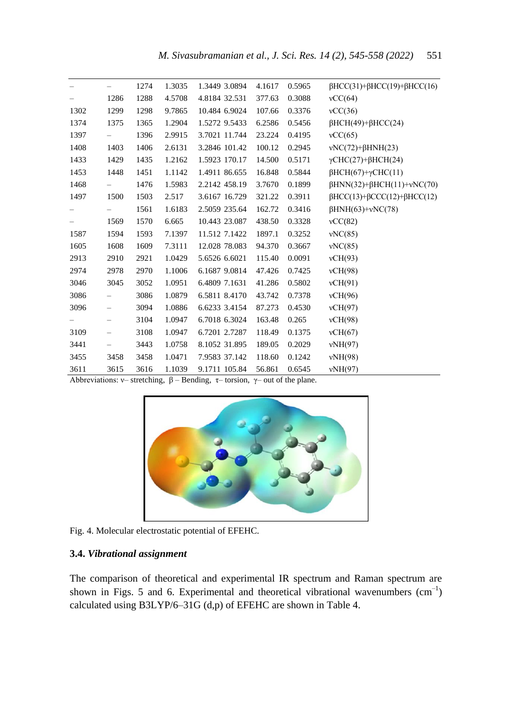| | | | | | | | | |
|---|---|---|---|---|---|---|---|---|
| – | – | 1274 | 1.3035 | 1.3449 | 3.0894 | 4.1617 | 0.5965 | βHCC(31)+βHCC(19)+βHCC(16) |
| – | 1286 | 1288 | 4.5708 | 4.8184 | 32.531 | 377.63 | 0.3088 | νCC(64) |
| 1302 | 1299 | 1298 | 9.7865 | 10.484 | 6.9024 | 107.66 | 0.3376 | νCC(36) |
| 1374 | 1375 | 1365 | 1.2904 | 1.5272 | 9.5433 | 6.2586 | 0.5456 | βHCH(49)+βHCC(24) |
| 1397 | – | 1396 | 2.9915 | 3.7021 | 11.744 | 23.224 | 0.4195 | νCC(65) |
| 1408 | 1403 | 1406 | 2.6131 | 3.2846 | 101.42 | 100.12 | 0.2945 | νNC(72)+βHNH(23) |
| 1433 | 1429 | 1435 | 1.2162 | 1.5923 | 170.17 | 14.500 | 0.5171 | γCHC(27)+βHCH(24) |
| 1453 | 1448 | 1451 | 1.1142 | 1.4911 | 86.655 | 16.848 | 0.5844 | βHCH(67)+γCHC(11) |
| 1468 | – | 1476 | 1.5983 | 2.2142 | 458.19 | 3.7670 | 0.1899 | βHNN(32)+βHCH(11)+νNC(70) |
| 1497 | 1500 | 1503 | 2.517 | 3.6167 | 16.729 | 321.22 | 0.3911 | βHCC(13)+βCCC(12)+βHCC(12) |
| – | – | 1561 | 1.6183 | 2.5059 | 235.64 | 162.72 | 0.3416 | βHNH(63)+νNC(78) |
| – | 1569 | 1570 | 6.665 | 10.443 | 23.087 | 438.50 | 0.3328 | νCC(82) |
| 1587 | 1594 | 1593 | 7.1397 | 11.512 | 7.1422 | 1897.1 | 0.3252 | νNC(85) |
| 1605 | 1608 | 1609 | 7.3111 | 12.028 | 78.083 | 94.370 | 0.3667 | νNC(85) |
| 2913 | 2910 | 2921 | 1.0429 | 5.6526 | 6.6021 | 115.40 | 0.0091 | νCH(93) |
| 2974 | 2978 | 2970 | 1.1006 | 6.1687 | 9.0814 | 47.426 | 0.7425 | νCH(98) |
| 3046 | 3045 | 3052 | 1.0951 | 6.4809 | 7.1631 | 41.286 | 0.5802 | νCH(91) |
| 3086 | – | 3086 | 1.0879 | 6.5811 | 8.4170 | 43.742 | 0.7378 | νCH(96) |
| 3096 | – | 3094 | 1.0886 | 6.6233 | 3.4154 | 87.273 | 0.4530 | νCH(97) |
| – | – | 3104 | 1.0947 | 6.7018 | 6.3024 | 163.48 | 0.265 | νCH(98) |
| 3109 | – | 3108 | 1.0947 | 6.7201 | 2.7287 | 118.49 | 0.1375 | νCH(67) |
| 3441 | – | 3443 | 1.0758 | 8.1052 | 31.895 | 189.05 | 0.2029 | νNH(97) |
| 3455 | 3458 | 3458 | 1.0471 | 7.9583 | 37.142 | 118.60 | 0.1242 | νNH(98) |
| 3611 | 3615 | 3616 | 1.1039 | 9.1711 | 105.84 | 56.861 | 0.6545 | νNH(97) |

Abbreviations: ν– stretching, β – Bending, τ– torsion, γ– out of the plane.

Fig. 4. Molecular electrostatic potential of EFEHC.

### 3.4. *Vibrational assignment*

The comparison of theoretical and experimental IR spectrum and Raman spectrum are shown in Figs. 5 and 6. Experimental and theoretical vibrational wavenumbers ($cm^{-1}$) calculated using B3LYP/6–31G (d,p) of EFEHC are shown in Table 4.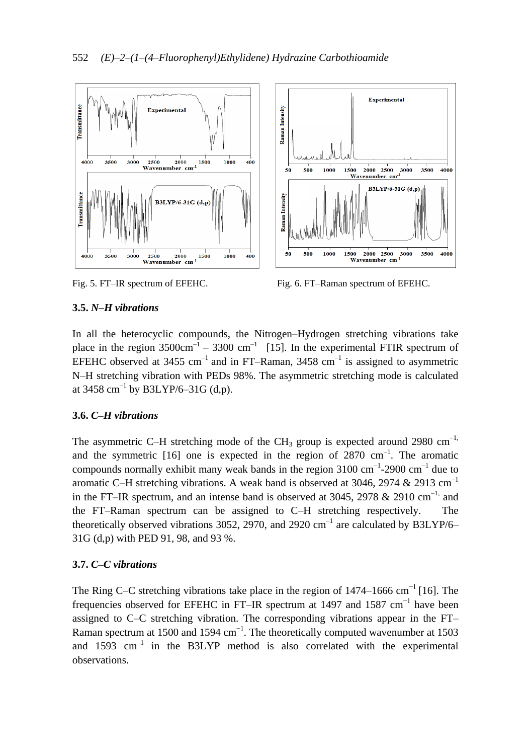Fig. 5. FT–IR spectrum of EFEHC.

Fig. 6. FT–Raman spectrum of EFEHC.

### 3.5. *N–H vibrations*

In all the heterocyclic compounds, the Nitrogen–Hydrogen stretching vibrations take place in the region 3500cm$^{-1}$ – 3300 cm$^{-1}$ [15]. In the experimental FTIR spectrum of EFEHC observed at 3455 cm$^{-1}$ and in FT–Raman, 3458 cm$^{-1}$ is assigned to asymmetric N–H stretching vibration with PEDs 98%. The asymmetric stretching mode is calculated at 3458 cm$^{-1}$ by B3LYP/6–31G (d,p).

### 3.6. *C–H vibrations*

The asymmetric C–H stretching mode of the $CH_3$ group is expected around 2980 cm$^{-1,}$ and the symmetric [16] one is expected in the region of 2870 cm$^{-1}$. The aromatic compounds normally exhibit many weak bands in the region 3100 cm$^{-1}$-2900 cm$^{-1}$ due to aromatic C–H stretching vibrations. A weak band is observed at 3046, 2974 & 2913 cm$^{-1}$ in the FT–IR spectrum, and an intense band is observed at 3045, 2978 & 2910 cm$^{-1,}$ and the FT–Raman spectrum can be assigned to C–H stretching respectively. The theoretically observed vibrations 3052, 2970, and 2920 cm$^{-1}$ are calculated by B3LYP/6–31G (d,p) with PED 91, 98, and 93 %.

### 3.7. *C–C vibrations*

The Ring C–C stretching vibrations take place in the region of 1474–1666 cm$^{-1}$ [16]. The frequencies observed for EFEHC in FT–IR spectrum at 1497 and 1587 cm$^{-1}$ have been assigned to C–C stretching vibration. The corresponding vibrations appear in the FT–Raman spectrum at 1500 and 1594 cm$^{-1}$. The theoretically computed wavenumber at 1503 and 1593 cm$^{-1}$ in the B3LYP method is also correlated with the experimental observations.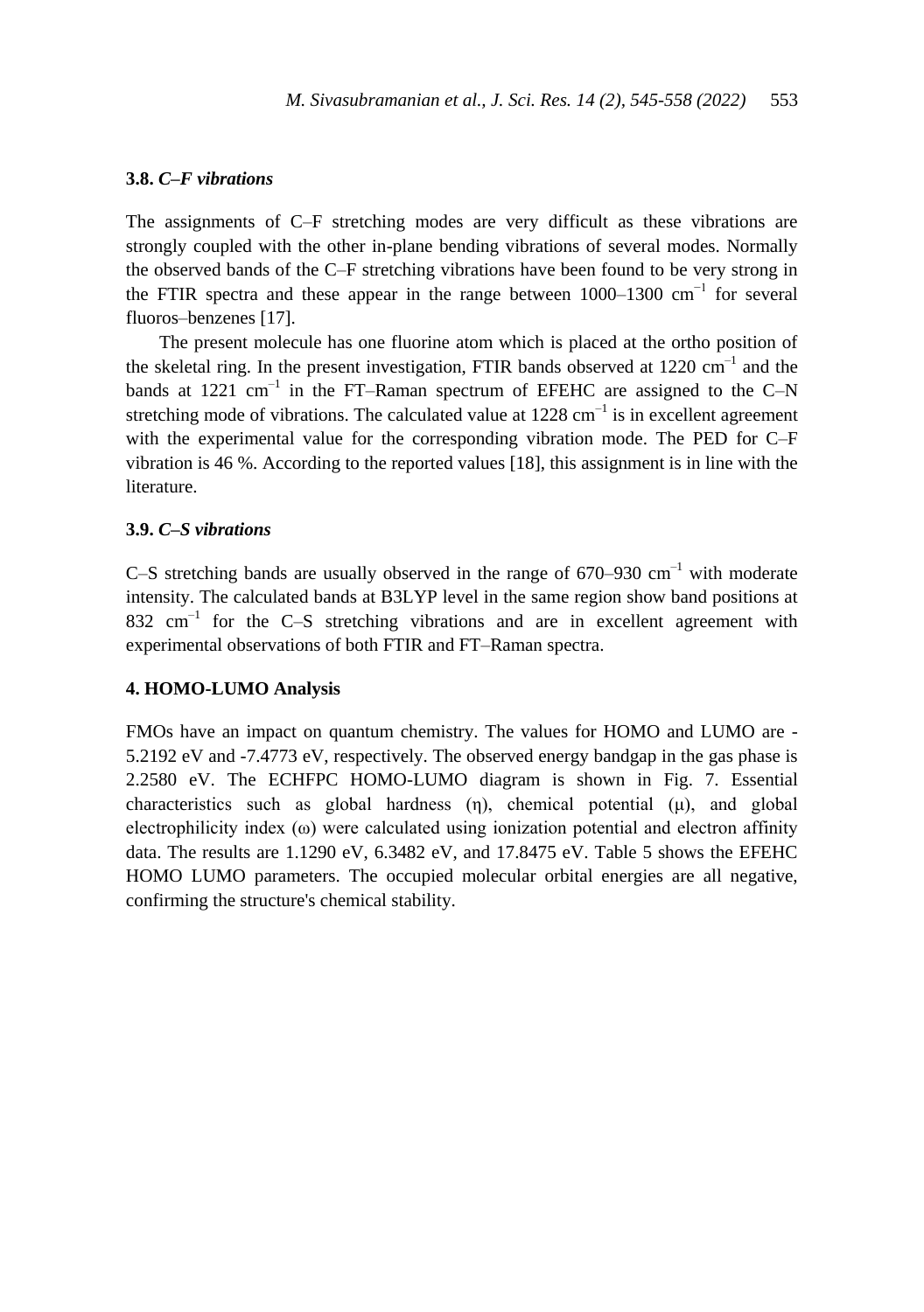### 3.8. *C–F vibrations*

The assignments of C–F stretching modes are very difficult as these vibrations are strongly coupled with the other in-plane bending vibrations of several modes. Normally the observed bands of the C–F stretching vibrations have been found to be very strong in the FTIR spectra and these appear in the range between 1000–1300 $cm^{-1}$ for several fluoros–benzenes [17].

The present molecule has one fluorine atom which is placed at the ortho position of the skeletal ring. In the present investigation, FTIR bands observed at 1220 $cm^{-1}$ and the bands at 1221 $cm^{-1}$ in the FT–Raman spectrum of EFEHC are assigned to the C–N stretching mode of vibrations. The calculated value at 1228 $cm^{-1}$ is in excellent agreement with the experimental value for the corresponding vibration mode. The PED for C–F vibration is 46 %. According to the reported values [18], this assignment is in line with the literature.

### 3.9. *C–S vibrations*

C–S stretching bands are usually observed in the range of 670–930 $cm^{-1}$ with moderate intensity. The calculated bands at B3LYP level in the same region show band positions at 832 $cm^{-1}$ for the C–S stretching vibrations and are in excellent agreement with experimental observations of both FTIR and FT–Raman spectra.

## 4. HOMO-LUMO Analysis

FMOs have an impact on quantum chemistry. The values for HOMO and LUMO are -5.2192 eV and -7.4773 eV, respectively. The observed energy bandgap in the gas phase is 2.2580 eV. The ECHFPC HOMO-LUMO diagram is shown in Fig. 7. Essential characteristics such as global hardness ($\eta$), chemical potential ($\mu$), and global electrophilicity index ($\omega$) were calculated using ionization potential and electron affinity data. The results are 1.1290 eV, 6.3482 eV, and 17.8475 eV. Table 5 shows the EFEHC HOMO LUMO parameters. The occupied molecular orbital energies are all negative, confirming the structure's chemical stability.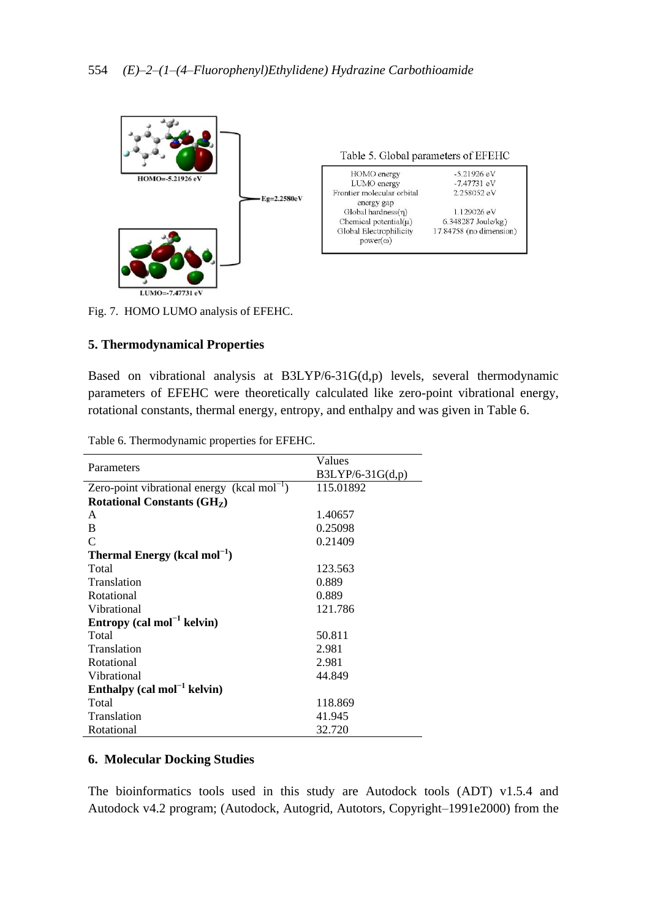HOMO=-5.21926 eV

Eg=2.2580eV

LUMO=-7.47731 eV

Table 5. Global parameters of EFEHC

| | |
|---|---|
| HOMO energy | -5.21926 eV |
| LUMO energy | -7.47731 eV |
| Frontier molecular orbital energy gap | 2.258052 eV |
| Global hardness(η) | 1.129026 eV |
| Chemical potential(μ) | 6.348287 Joule/kg) |
| Global Electrophilicity power(ω) | 17.84758 (no dimension) |

Fig. 7. HOMO LUMO analysis of EFEHC.

## 5. Thermodynamical Properties

Based on vibrational analysis at B3LYP/6-31G(d,p) levels, several thermodynamic parameters of EFEHC were theoretically calculated like zero-point vibrational energy, rotational constants, thermal energy, entropy, and enthalpy and was given in Table 6.

Table 6. Thermodynamic properties for EFEHC.

| Parameters | Values B3LYP/6-31G(d,p) |
|---|---|
| Zero-point vibrational energy (kcal $mol^{-1}$) | 115.01892 |
| **Rotational Constants ($GH_Z$)** | |
| A | 1.40657 |
| B | 0.25098 |
| C | 0.21409 |
| **Thermal Energy (kcal $mol^{-1}$)** | |
| Total | 123.563 |
| Translation | 0.889 |
| Rotational | 0.889 |
| Vibrational | 121.786 |
| **Entropy (cal $mol^{-1}$ kelvin)** | |
| Total | 50.811 |
| Translation | 2.981 |
| Rotational | 2.981 |
| Vibrational | 44.849 |
| **Enthalpy (cal $mol^{-1}$ kelvin)** | |
| Total | 118.869 |
| Translation | 41.945 |
| Rotational | 32.720 |

## 6. Molecular Docking Studies

The bioinformatics tools used in this study are Autodock tools (ADT) v1.5.4 and Autodock v4.2 program; (Autodock, Autogrid, Autotors, Copyright–1991e2000) from the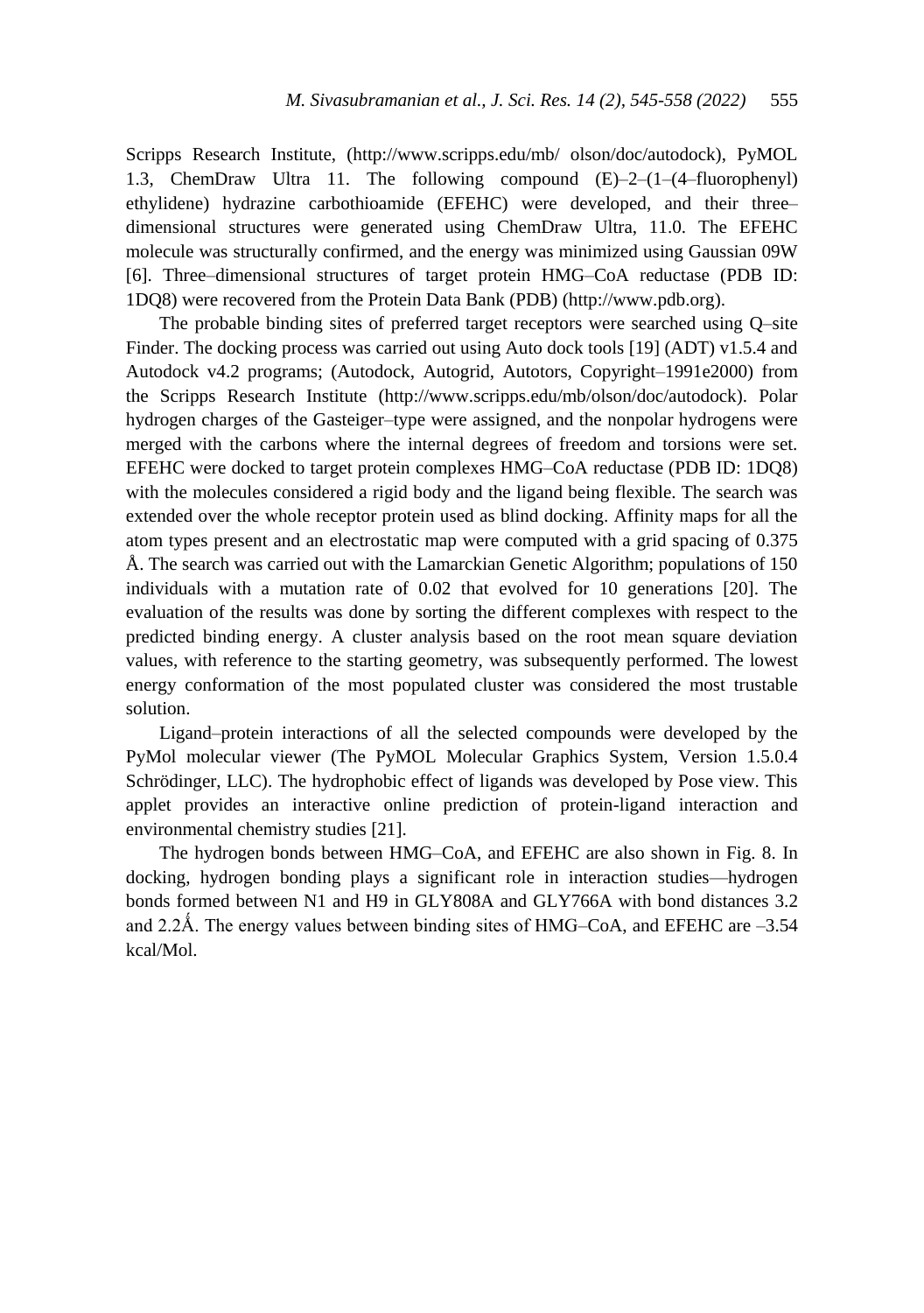Scripps Research Institute, (http://www.scripps.edu/mb/ olson/doc/autodock), PyMOL 1.3, ChemDraw Ultra 11. The following compound (E)–2–(1–(4–fluorophenyl) ethylidene) hydrazine carbothioamide (EFEHC) were developed, and their three–dimensional structures were generated using ChemDraw Ultra, 11.0. The EFEHC molecule was structurally confirmed, and the energy was minimized using Gaussian 09W [6]. Three–dimensional structures of target protein HMG–CoA reductase (PDB ID: 1DQ8) were recovered from the Protein Data Bank (PDB) (http://www.pdb.org).

The probable binding sites of preferred target receptors were searched using Q–site Finder. The docking process was carried out using Auto dock tools [19] (ADT) v1.5.4 and Autodock v4.2 programs; (Autodock, Autogrid, Autotors, Copyright–1991e2000) from the Scripps Research Institute (http://www.scripps.edu/mb/olson/doc/autodock). Polar hydrogen charges of the Gasteiger–type were assigned, and the nonpolar hydrogens were merged with the carbons where the internal degrees of freedom and torsions were set. EFEHC were docked to target protein complexes HMG–CoA reductase (PDB ID: 1DQ8) with the molecules considered a rigid body and the ligand being flexible. The search was extended over the whole receptor protein used as blind docking. Affinity maps for all the atom types present and an electrostatic map were computed with a grid spacing of 0.375 Å. The search was carried out with the Lamarckian Genetic Algorithm; populations of 150 individuals with a mutation rate of 0.02 that evolved for 10 generations [20]. The evaluation of the results was done by sorting the different complexes with respect to the predicted binding energy. A cluster analysis based on the root mean square deviation values, with reference to the starting geometry, was subsequently performed. The lowest energy conformation of the most populated cluster was considered the most trustable solution.

Ligand–protein interactions of all the selected compounds were developed by the PyMol molecular viewer (The PyMOL Molecular Graphics System, Version 1.5.0.4 Schrödinger, LLC). The hydrophobic effect of ligands was developed by Pose view. This applet provides an interactive online prediction of protein-ligand interaction and environmental chemistry studies [21].

The hydrogen bonds between HMG–CoA, and EFEHC are also shown in Fig. 8. In docking, hydrogen bonding plays a significant role in interaction studies—hydrogen bonds formed between N1 and H9 in GLY808A and GLY766A with bond distances 3.2 and 2.2Ǻ. The energy values between binding sites of HMG–CoA, and EFEHC are –3.54 kcal/Mol.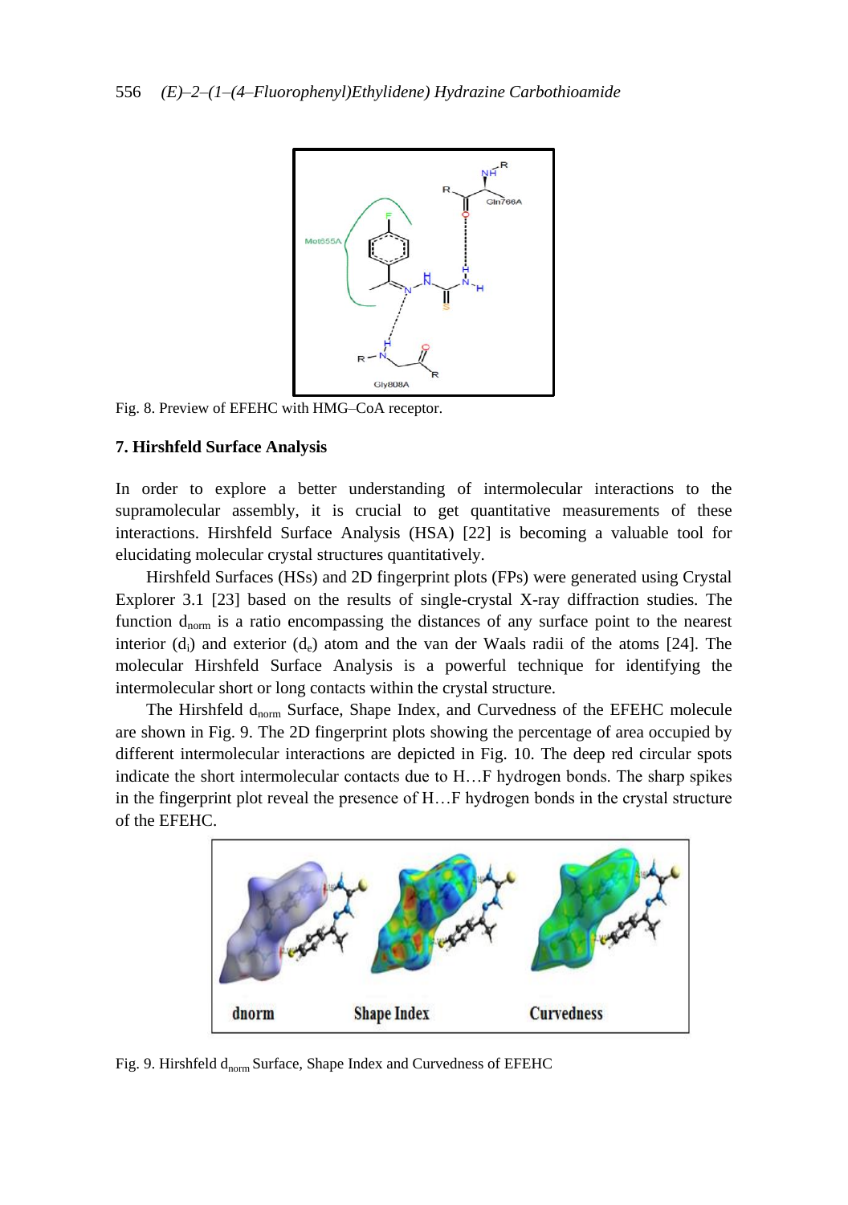Fig. 8. Preview of EFEHC with HMG–CoA receptor.

### 7. Hirshfeld Surface Analysis

In order to explore a better understanding of intermolecular interactions to the supramolecular assembly, it is crucial to get quantitative measurements of these interactions. Hirshfeld Surface Analysis (HSA) [22] is becoming a valuable tool for elucidating molecular crystal structures quantitatively.

Hirshfeld Surfaces (HSs) and 2D fingerprint plots (FPs) were generated using Crystal Explorer 3.1 [23] based on the results of single-crystal X-ray diffraction studies. The function $d_{norm}$ is a ratio encompassing the distances of any surface point to the nearest interior ($d_i$) and exterior ($d_e$) atom and the van der Waals radii of the atoms [24]. The molecular Hirshfeld Surface Analysis is a powerful technique for identifying the intermolecular short or long contacts within the crystal structure.

The Hirshfeld $d_{norm}$ Surface, Shape Index, and Curvedness of the EFEHC molecule are shown in Fig. 9. The 2D fingerprint plots showing the percentage of area occupied by different intermolecular interactions are depicted in Fig. 10. The deep red circular spots indicate the short intermolecular contacts due to H…F hydrogen bonds. The sharp spikes in the fingerprint plot reveal the presence of H…F hydrogen bonds in the crystal structure of the EFEHC.

Fig. 9. Hirshfeld $d_{norm}$ Surface, Shape Index and Curvedness of EFEHC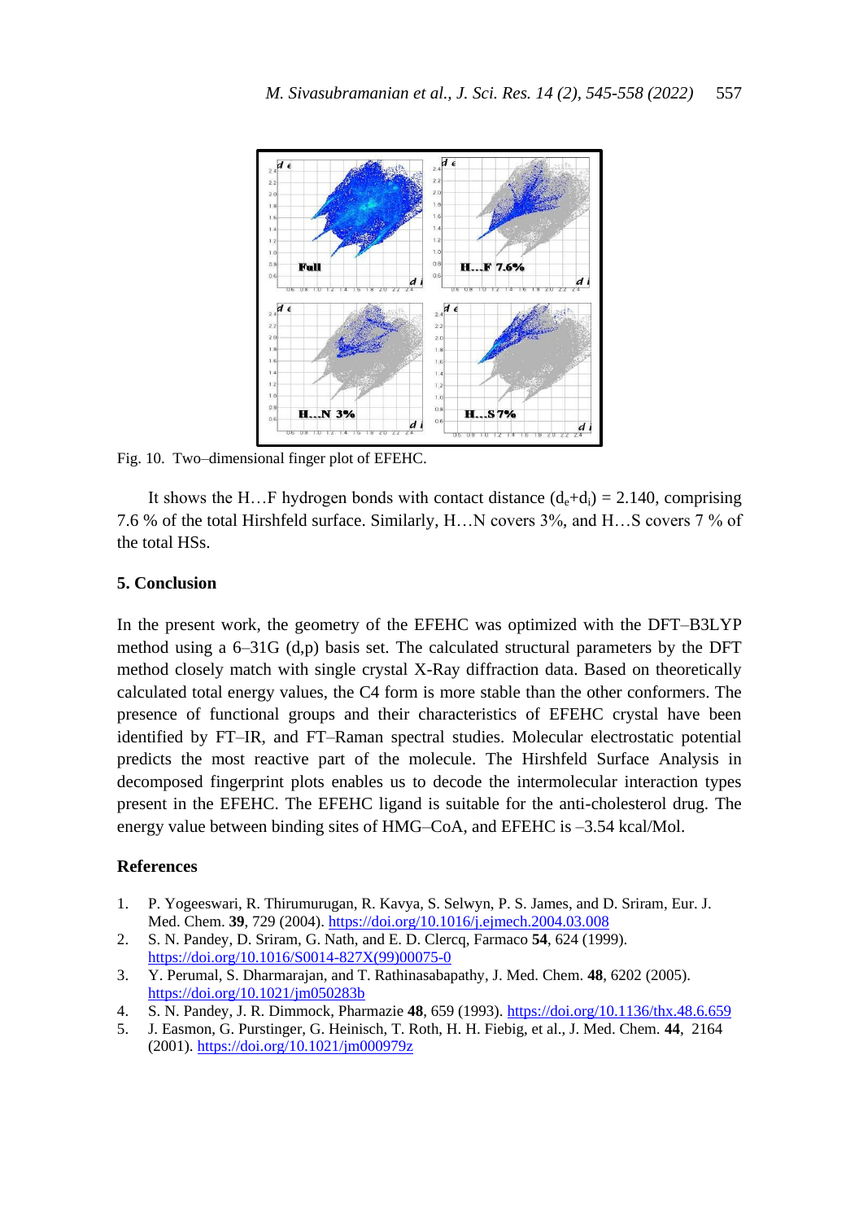Fig. 10. Two–dimensional finger plot of EFEHC.

It shows the H…F hydrogen bonds with contact distance ($d_e$+$d_i$) = 2.140, comprising 7.6 % of the total Hirshfeld surface. Similarly, H…N covers 3%, and H…S covers 7 % of the total HSs.

## 5. Conclusion

In the present work, the geometry of the EFEHC was optimized with the DFT–B3LYP method using a 6–31G (d,p) basis set. The calculated structural parameters by the DFT method closely match with single crystal X-Ray diffraction data. Based on theoretically calculated total energy values, the C4 form is more stable than the other conformers. The presence of functional groups and their characteristics of EFEHC crystal have been identified by FT–IR, and FT–Raman spectral studies. Molecular electrostatic potential predicts the most reactive part of the molecule. The Hirshfeld Surface Analysis in decomposed fingerprint plots enables us to decode the intermolecular interaction types present in the EFEHC. The EFEHC ligand is suitable for the anti-cholesterol drug. The energy value between binding sites of HMG–CoA, and EFEHC is –3.54 kcal/Mol.

## References

1. P. Yogeeswari, R. Thirumurugan, R. Kavya, S. Selwyn, P. S. James, and D. Sriram, Eur. J. Med. Chem. **39**, 729 (2004). https://doi.org/10.1016/j.ejmech.2004.03.008
2. S. N. Pandey, D. Sriram, G. Nath, and E. D. Clercq, Farmaco **54**, 624 (1999). https://doi.org/10.1016/S0014-827X(99)00075-0
3. Y. Perumal, S. Dharmarajan, and T. Rathinasabapathy, J. Med. Chem. **48**, 6202 (2005). https://doi.org/10.1021/jm050283b
4. S. N. Pandey, J. R. Dimmock, Pharmazie **48**, 659 (1993). https://doi.org/10.1136/thx.48.6.659
5. J. Easmon, G. Purstinger, G. Heinisch, T. Roth, H. H. Fiebig, et al., J. Med. Chem. **44**, 2164 (2001). https://doi.org/10.1021/jm000979z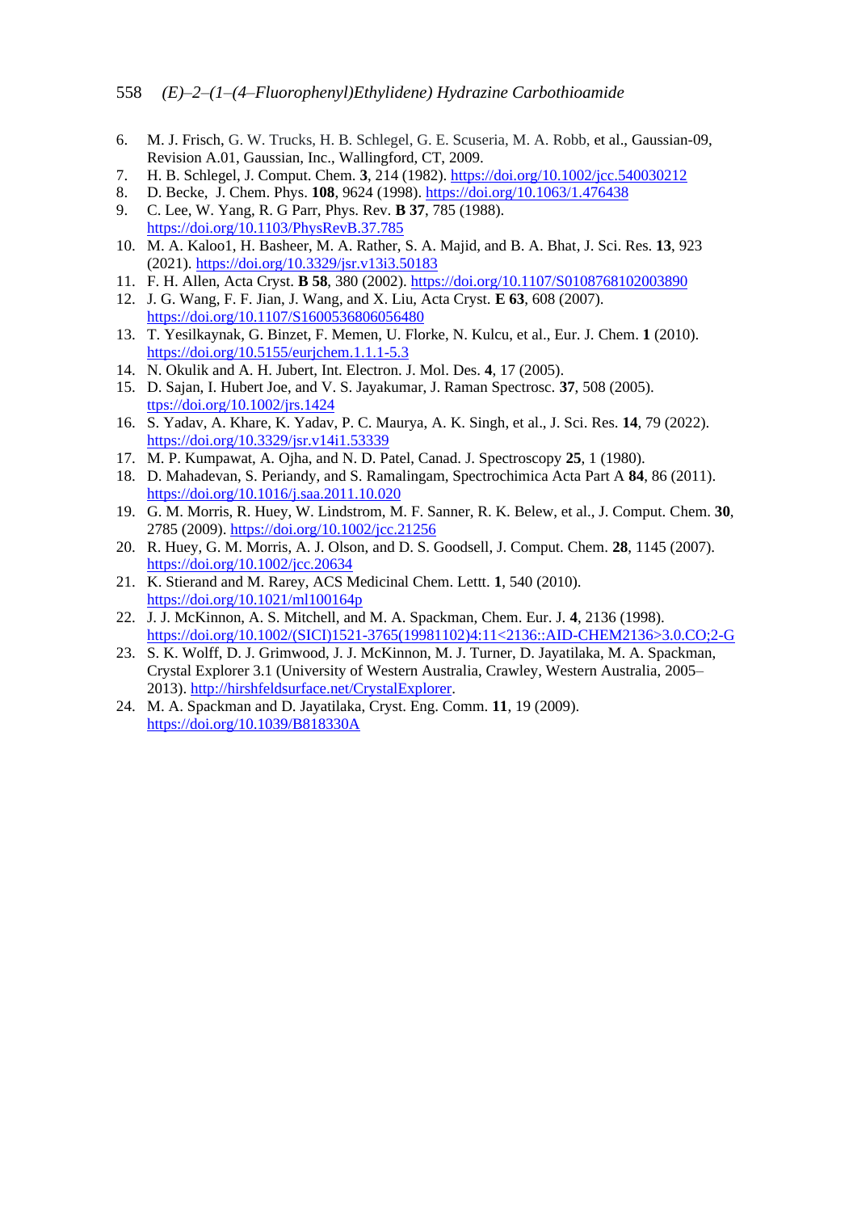6. M. J. Frisch, G. W. Trucks, H. B. Schlegel, G. E. Scuseria, M. A. Robb, et al., Gaussian-09, Revision A.01, Gaussian, Inc., Wallingford, CT, 2009.
7. H. B. Schlegel, J. Comput. Chem. **3**, 214 (1982). https://doi.org/10.1002/jcc.540030212
8. D. Becke, J. Chem. Phys. **108**, 9624 (1998). https://doi.org/10.1063/1.476438
9. C. Lee, W. Yang, R. G Parr, Phys. Rev. **B 37**, 785 (1988). https://doi.org/10.1103/PhysRevB.37.785
10. M. A. Kaloo1, H. Basheer, M. A. Rather, S. A. Majid, and B. A. Bhat, J. Sci. Res. **13**, 923 (2021). https://doi.org/10.3329/jsr.v13i3.50183
11. F. H. Allen, Acta Cryst. **B 58**, 380 (2002). https://doi.org/10.1107/S0108768102003890
12. J. G. Wang, F. F. Jian, J. Wang, and X. Liu, Acta Cryst. **E 63**, 608 (2007). https://doi.org/10.1107/S1600536806056480
13. T. Yesilkaynak, G. Binzet, F. Memen, U. Florke, N. Kulcu, et al., Eur. J. Chem. **1** (2010). https://doi.org/10.5155/eurjchem.1.1.1-5.3
14. N. Okulik and A. H. Jubert, Int. Electron. J. Mol. Des. **4**, 17 (2005).
15. D. Sajan, I. Hubert Joe, and V. S. Jayakumar, J. Raman Spectrosc. **37**, 508 (2005). ttps://doi.org/10.1002/jrs.1424
16. S. Yadav, A. Khare, K. Yadav, P. C. Maurya, A. K. Singh, et al., J. Sci. Res. **14**, 79 (2022). https://doi.org/10.3329/jsr.v14i1.53339
17. M. P. Kumpawat, A. Ojha, and N. D. Patel, Canad. J. Spectroscopy **25**, 1 (1980).
18. D. Mahadevan, S. Periandy, and S. Ramalingam, Spectrochimica Acta Part A **84**, 86 (2011). https://doi.org/10.1016/j.saa.2011.10.020
19. G. M. Morris, R. Huey, W. Lindstrom, M. F. Sanner, R. K. Belew, et al., J. Comput. Chem. **30**, 2785 (2009). https://doi.org/10.1002/jcc.21256
20. R. Huey, G. M. Morris, A. J. Olson, and D. S. Goodsell, J. Comput. Chem. **28**, 1145 (2007). https://doi.org/10.1002/jcc.20634
21. K. Stierand and M. Rarey, ACS Medicinal Chem. Lettt. **1**, 540 (2010). https://doi.org/10.1021/ml100164p
22. J. J. McKinnon, A. S. Mitchell, and M. A. Spackman, Chem. Eur. J. **4**, 2136 (1998). https://doi.org/10.1002/(SICI)1521-3765(19981102)4:11<2136::AID-CHEM2136>3.0.CO;2-G
23. S. K. Wolff, D. J. Grimwood, J. J. McKinnon, M. J. Turner, D. Jayatilaka, M. A. Spackman, Crystal Explorer 3.1 (University of Western Australia, Crawley, Western Australia, 2005–2013). http://hirshfeldsurface.net/CrystalExplorer.
24. M. A. Spackman and D. Jayatilaka, Cryst. Eng. Comm. **11**, 19 (2009). https://doi.org/10.1039/B818330A